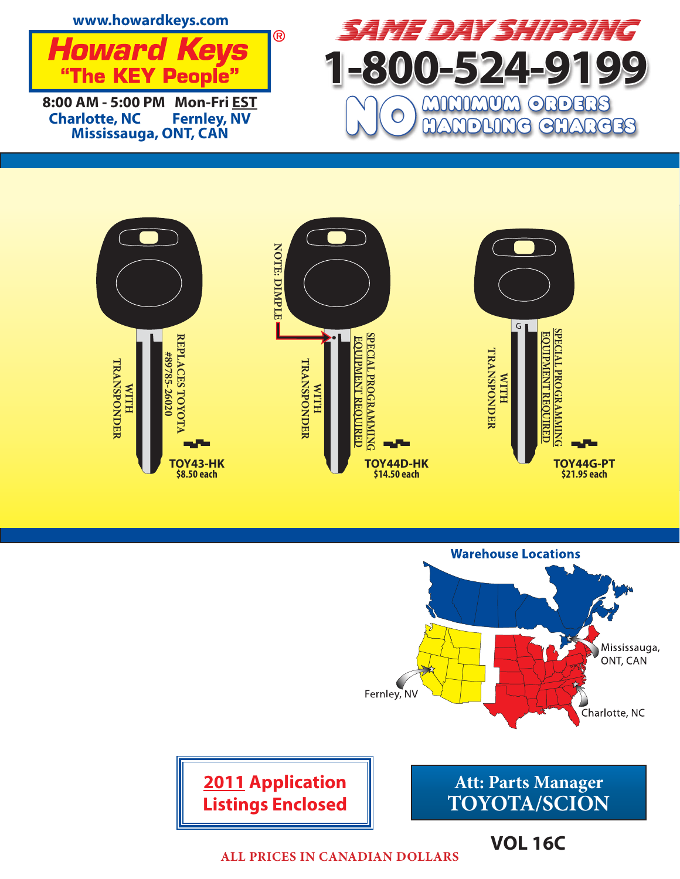www.howardkeys.com

# Howard Keys®

**"The KEY People"**

**8:00 AM - 5:00 PM Mon-Fri EST**

Charlotte, NC Fernley, NV
Mississauga, ONT, CAN

# SAME DAY SHIPPING

# 1-800-524-9199

**NO MINIMUM ORDERS**
**NO HANDLING CHARGES**

REPLACES TOYOTA #89785-26020
WITH TRANSPONDER
**TOY43-HK**
**$8.50 each**

NOTE: DIMPLE
SPECIAL PROGRAMMING EQUIPMENT REQUIRED
WITH TRANSPONDER
**TOY44D-HK**
**$14.50 each**

SPECIAL PROGRAMMING EQUIPMENT REQUIRED
WITH TRANSPONDER
**TOY44G-PT**
**$21.95 each**

**Warehouse Locations**

Mississauga, ONT, CAN
Fernley, NV
Charlotte, NC

**2011 Application Listings Enclosed**

**Att: Parts Manager**
**TOYOTA/SCION**

**VOL 16C**

ALL PRICES IN CANADIAN DOLLARS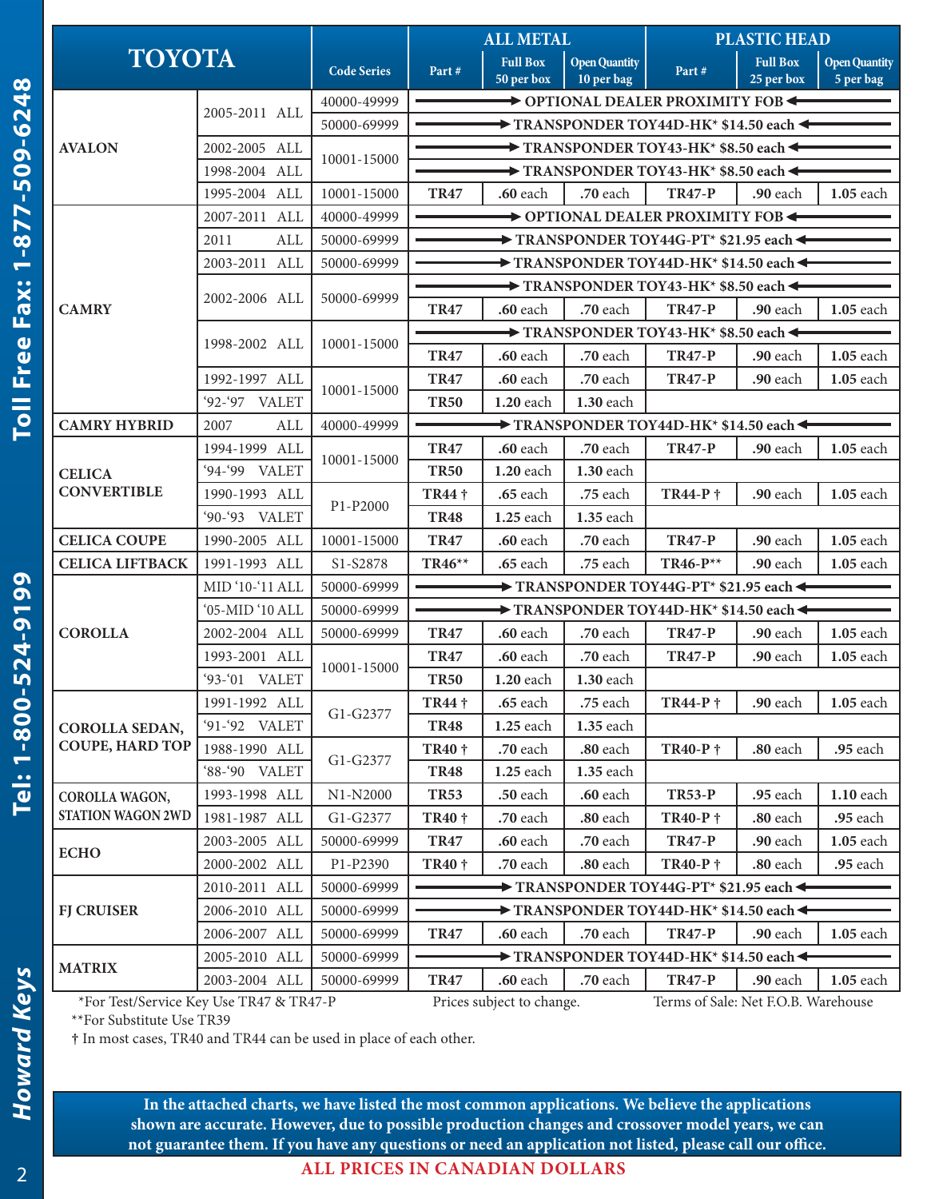| TOYOTA | | Code Series | ALL METAL | | | PLASTIC HEAD | | |
|---|---|---|---|---|---|---|---|---|
| | | | Part # | Full Box 50 per box | Open Quantity 10 per bag | Part # | Full Box 25 per box | Open Quantity 5 per bag |
| AVALON | 2005-2011 ALL | 40000-49999 | OPTIONAL DEALER PROXIMITY FOB | | | | | |
| | | 50000-69999 | TRANSPONDER TOY44D-HK* $14.50 each | | | | | |
| | 2002-2005 ALL | 10001-15000 | TRANSPONDER TOY43-HK* $8.50 each | | | | | |
| | 1998-2004 ALL | | TRANSPONDER TOY43-HK* $8.50 each | | | | | |
| | 1995-2004 ALL | 10001-15000 | TR47 | .60 each | .70 each | TR47-P | .90 each | 1.05 each |
| CAMRY | 2007-2011 ALL | 40000-49999 | OPTIONAL DEALER PROXIMITY FOB | | | | | |
| | 2011 ALL | 50000-69999 | TRANSPONDER TOY44G-PT* $21.95 each | | | | | |
| | 2003-2011 ALL | 50000-69999 | TRANSPONDER TOY44D-HK* $14.50 each | | | | | |
| | 2002-2006 ALL | 50000-69999 | TRANSPONDER TOY43-HK* $8.50 each | | | | | |
| | | | TR47 | .60 each | .70 each | TR47-P | .90 each | 1.05 each |
| | 1998-2002 ALL | 10001-15000 | TRANSPONDER TOY43-HK* $8.50 each | | | | | |
| | | | TR47 | .60 each | .70 each | TR47-P | .90 each | 1.05 each |
| | 1992-1997 ALL | 10001-15000 | TR47 | .60 each | .70 each | TR47-P | .90 each | 1.05 each |
| | '92-'97 VALET | | TR50 | 1.20 each | 1.30 each | | | |
| CAMRY HYBRID | 2007 ALL | 40000-49999 | TRANSPONDER TOY44D-HK* $14.50 each | | | | | |
| CELICA CONVERTIBLE | 1994-1999 ALL | 10001-15000 | TR47 | .60 each | .70 each | TR47-P | .90 each | 1.05 each |
| | '94-'99 VALET | | TR50 | 1.20 each | 1.30 each | | | |
| | 1990-1993 ALL | P1-P2000 | TR44 † | .65 each | .75 each | TR44-P † | .90 each | 1.05 each |
| | '90-'93 VALET | | TR48 | 1.25 each | 1.35 each | | | |
| CELICA COUPE | 1990-2005 ALL | 10001-15000 | TR47 | .60 each | .70 each | TR47-P | .90 each | 1.05 each |
| CELICA LIFTBACK | 1991-1993 ALL | S1-S2878 | TR46** | .65 each | .75 each | TR46-P** | .90 each | 1.05 each |
| COROLLA | MID '10-'11 ALL | 50000-69999 | TRANSPONDER TOY44G-PT* $21.95 each | | | | | |
| | '05-MID '10 ALL | 50000-69999 | TRANSPONDER TOY44D-HK* $14.50 each | | | | | |
| | 2002-2004 ALL | 50000-69999 | TR47 | .60 each | .70 each | TR47-P | .90 each | 1.05 each |
| | 1993-2001 ALL | 10001-15000 | TR47 | .60 each | .70 each | TR47-P | .90 each | 1.05 each |
| | '93-'01 VALET | | TR50 | 1.20 each | 1.30 each | | | |
| COROLLA SEDAN, COUPE, HARD TOP | 1991-1992 ALL | G1-G2377 | TR44 † | .65 each | .75 each | TR44-P † | .90 each | 1.05 each |
| | '91-'92 VALET | | TR48 | 1.25 each | 1.35 each | | | |
| | 1988-1990 ALL | G1-G2377 | TR40 † | .70 each | .80 each | TR40-P † | .80 each | .95 each |
| | '88-'90 VALET | | TR48 | 1.25 each | 1.35 each | | | |
| COROLLA WAGON, STATION WAGON 2WD | 1993-1998 ALL | N1-N2000 | TR53 | .50 each | .60 each | TR53-P | .95 each | 1.10 each |
| | 1981-1987 ALL | G1-G2377 | TR40 † | .70 each | .80 each | TR40-P † | .80 each | .95 each |
| ECHO | 2003-2005 ALL | 50000-69999 | TR47 | .60 each | .70 each | TR47-P | .90 each | 1.05 each |
| | 2000-2002 ALL | P1-P2390 | TR40 † | .70 each | .80 each | TR40-P † | .80 each | .95 each |
| FJ CRUISER | 2010-2011 ALL | 50000-69999 | TRANSPONDER TOY44G-PT* $21.95 each | | | | | |
| | 2006-2010 ALL | 50000-69999 | TRANSPONDER TOY44D-HK* $14.50 each | | | | | |
| | 2006-2007 ALL | 50000-69999 | TR47 | .60 each | .70 each | TR47-P | .90 each | 1.05 each |
| MATRIX | 2005-2010 ALL | 50000-69999 | TRANSPONDER TOY44D-HK* $14.50 each | | | | | |
| | 2003-2004 ALL | 50000-69999 | TR47 | .60 each | .70 each | TR47-P | .90 each | 1.05 each |

*For Test/Service Key Use TR47 & TR47-P    Prices subject to change.    Terms of Sale: Net F.O.B. Warehouse

**For Substitute Use TR39

† In most cases, TR40 and TR44 can be used in place of each other.

**In the attached charts, we have listed the most common applications. We believe the applications shown are accurate. However, due to possible production changes and crossover model years, we can not guarantee them. If you have any questions or need an application not listed, please call our office.**

**ALL PRICES IN CANADIAN DOLLARS**

Toll Free Fax: 1-877-509-6248

Tel: 1-800-524-9199

*Howard Keys*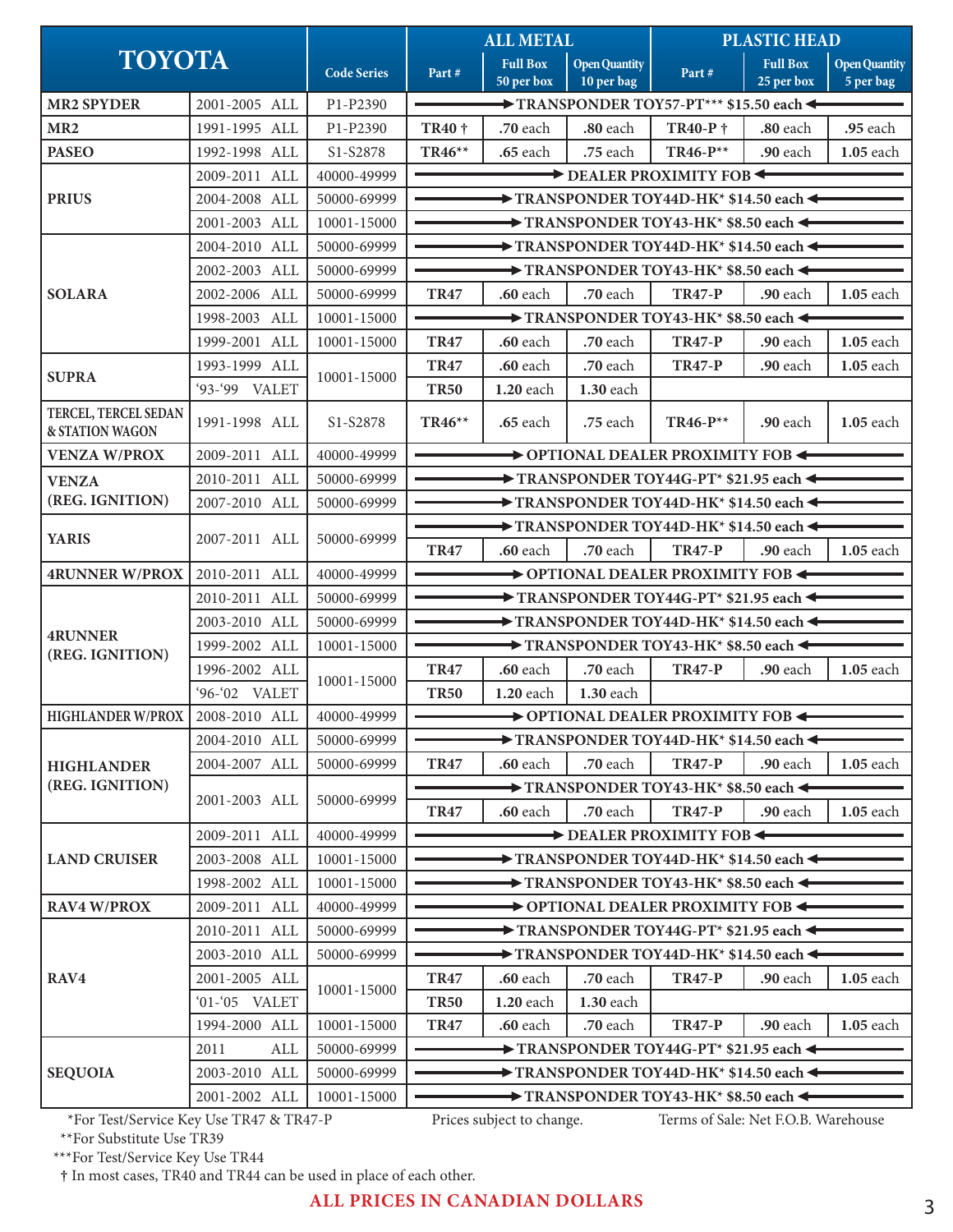| TOYOTA | | Code Series | ALL METAL | | | PLASTIC HEAD | | |
|---|---|---|---|---|---|---|---|---|
| | | | Part # | Full Box 50 per box | Open Quantity 10 per bag | Part # | Full Box 25 per box | Open Quantity 5 per bag |
| **MR2 SPYDER** | 2001-2005 ALL | P1-P2390 | TRANSPONDER TOY57-PT*** $15.50 each | | | | | |
| **MR2** | 1991-1995 ALL | P1-P2390 | **TR40 †** | .70 each | .80 each | **TR40-P †** | .80 each | .95 each |
| **PASEO** | 1992-1998 ALL | S1-S2878 | **TR46**** | .65 each | .75 each | **TR46-P**** | .90 each | 1.05 each |
| **PRIUS** | 2009-2011 ALL | 40000-49999 | DEALER PROXIMITY FOB | | | | | |
| | 2004-2008 ALL | 50000-69999 | TRANSPONDER TOY44D-HK* $14.50 each | | | | | |
| | 2001-2003 ALL | 10001-15000 | TRANSPONDER TOY43-HK* $8.50 each | | | | | |
| **SOLARA** | 2004-2010 ALL | 50000-69999 | TRANSPONDER TOY44D-HK* $14.50 each | | | | | |
| | 2002-2003 ALL | 50000-69999 | TRANSPONDER TOY43-HK* $8.50 each | | | | | |
| | 2002-2006 ALL | 50000-69999 | **TR47** | .60 each | .70 each | **TR47-P** | .90 each | 1.05 each |
| | 1998-2003 ALL | 10001-15000 | TRANSPONDER TOY43-HK* $8.50 each | | | | | |
| | 1999-2001 ALL | 10001-15000 | **TR47** | .60 each | .70 each | **TR47-P** | .90 each | 1.05 each |
| **SUPRA** | 1993-1999 ALL | 10001-15000 | **TR47** | .60 each | .70 each | **TR47-P** | .90 each | 1.05 each |
| | '93-'99 VALET | | **TR50** | 1.20 each | 1.30 each | | | |
| **TERCEL, TERCEL SEDAN & STATION WAGON** | 1991-1998 ALL | S1-S2878 | **TR46**** | .65 each | .75 each | **TR46-P**** | .90 each | 1.05 each |
| **VENZA W/PROX** | 2009-2011 ALL | 40000-49999 | OPTIONAL DEALER PROXIMITY FOB | | | | | |
| **VENZA (REG. IGNITION)** | 2010-2011 ALL | 50000-69999 | TRANSPONDER TOY44G-PT* $21.95 each | | | | | |
| | 2007-2010 ALL | 50000-69999 | TRANSPONDER TOY44D-HK* $14.50 each | | | | | |
| **YARIS** | 2007-2011 ALL | 50000-69999 | TRANSPONDER TOY44D-HK* $14.50 each | | | | | |
| | | | **TR47** | .60 each | .70 each | **TR47-P** | .90 each | 1.05 each |
| **4RUNNER W/PROX** | 2010-2011 ALL | 40000-49999 | OPTIONAL DEALER PROXIMITY FOB | | | | | |
| **4RUNNER (REG. IGNITION)** | 2010-2011 ALL | 50000-69999 | TRANSPONDER TOY44G-PT* $21.95 each | | | | | |
| | 2003-2010 ALL | 50000-69999 | TRANSPONDER TOY44D-HK* $14.50 each | | | | | |
| | 1999-2002 ALL | 10001-15000 | TRANSPONDER TOY43-HK* $8.50 each | | | | | |
| | 1996-2002 ALL | 10001-15000 | **TR47** | .60 each | .70 each | **TR47-P** | .90 each | 1.05 each |
| | '96-'02 VALET | | **TR50** | 1.20 each | 1.30 each | | | |
| **HIGHLANDER W/PROX** | 2008-2010 ALL | 40000-49999 | OPTIONAL DEALER PROXIMITY FOB | | | | | |
| **HIGHLANDER (REG. IGNITION)** | 2004-2010 ALL | 50000-69999 | TRANSPONDER TOY44D-HK* $14.50 each | | | | | |
| | 2004-2007 ALL | 50000-69999 | **TR47** | .60 each | .70 each | **TR47-P** | .90 each | 1.05 each |
| | 2001-2003 ALL | 50000-69999 | TRANSPONDER TOY43-HK* $8.50 each | | | | | |
| | | | **TR47** | .60 each | .70 each | **TR47-P** | .90 each | 1.05 each |
| **LAND CRUISER** | 2009-2011 ALL | 40000-49999 | DEALER PROXIMITY FOB | | | | | |
| | 2003-2008 ALL | 10001-15000 | TRANSPONDER TOY44D-HK* $14.50 each | | | | | |
| | 1998-2002 ALL | 10001-15000 | TRANSPONDER TOY43-HK* $8.50 each | | | | | |
| **RAV4 W/PROX** | 2009-2011 ALL | 40000-49999 | OPTIONAL DEALER PROXIMITY FOB | | | | | |
| **RAV4** | 2010-2011 ALL | 50000-69999 | TRANSPONDER TOY44G-PT* $21.95 each | | | | | |
| | 2003-2010 ALL | 50000-69999 | TRANSPONDER TOY44D-HK* $14.50 each | | | | | |
| | 2001-2005 ALL | 10001-15000 | **TR47** | .60 each | .70 each | **TR47-P** | .90 each | 1.05 each |
| | '01-'05 VALET | | **TR50** | 1.20 each | 1.30 each | | | |
| | 1994-2000 ALL | 10001-15000 | **TR47** | .60 each | .70 each | **TR47-P** | .90 each | 1.05 each |
| **SEQUOIA** | 2011 ALL | 50000-69999 | TRANSPONDER TOY44G-PT* $21.95 each | | | | | |
| | 2003-2010 ALL | 50000-69999 | TRANSPONDER TOY44D-HK* $14.50 each | | | | | |
| | 2001-2002 ALL | 10001-15000 | TRANSPONDER TOY43-HK* $8.50 each | | | | | |

*For Test/Service Key Use TR47 & TR47-P

**For Substitute Use TR39

***For Test/Service Key Use TR44

† In most cases, TR40 and TR44 can be used in place of each other.

Prices subject to change.

Terms of Sale: Net F.O.B. Warehouse

**ALL PRICES IN CANADIAN DOLLARS**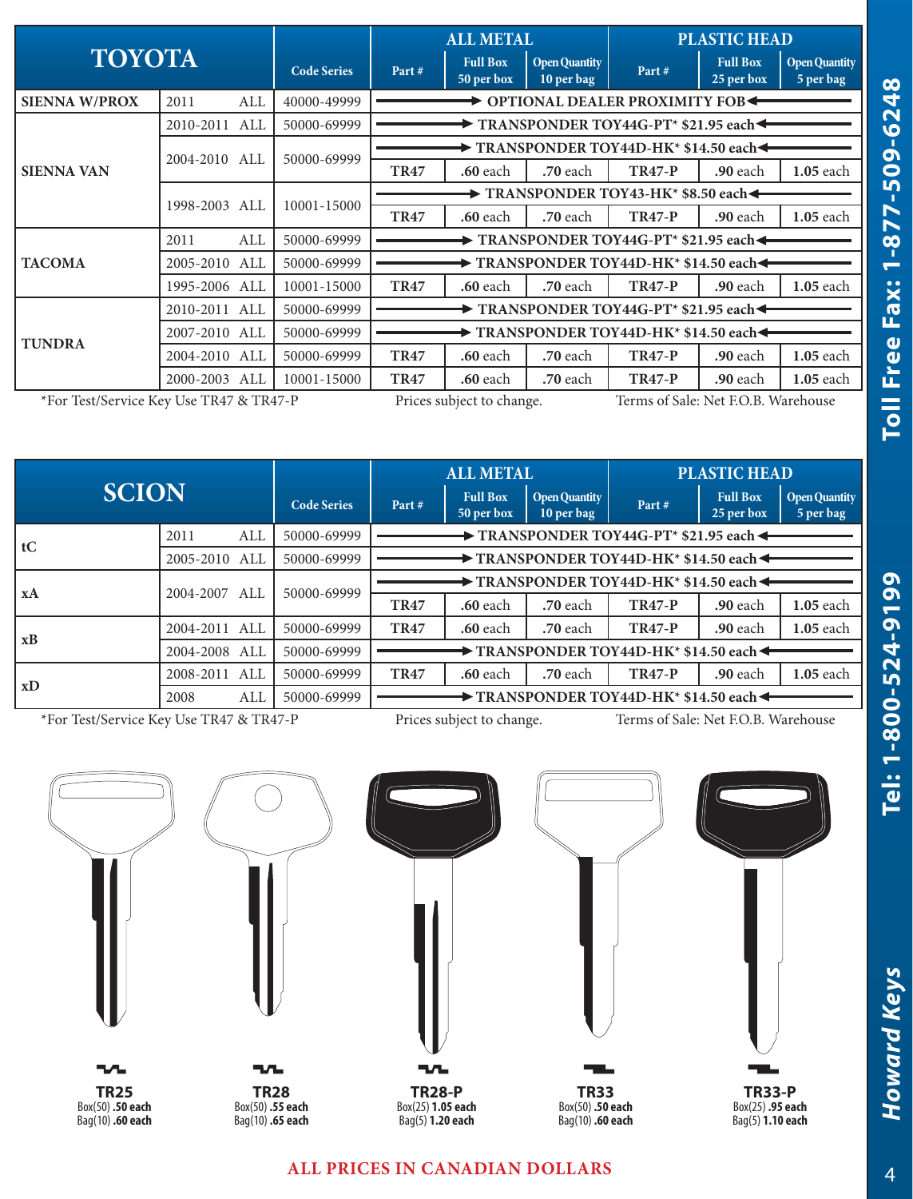| TOYOTA | | | Code Series | ALL METAL | | | PLASTIC HEAD | | |
|---|---|---|---|---|---|---|---|---|---|
| | | | | Part # | Full Box 50 per box | Open Quantity 10 per bag | Part # | Full Box 25 per box | Open Quantity 5 per bag |
| SIENNA W/PROX | 2011 | ALL | 40000-49999 | OPTIONAL DEALER PROXIMITY FOB | | | | | |
| SIENNA VAN | 2010-2011 | ALL | 50000-69999 | TRANSPONDER TOY44G-PT* $21.95 each | | | | | |
| | 2004-2010 | ALL | 50000-69999 | TRANSPONDER TOY44D-HK* $14.50 each | | | | | |
| | | | | TR47 | .60 each | .70 each | TR47-P | .90 each | 1.05 each |
| | 1998-2003 | ALL | 10001-15000 | TRANSPONDER TOY43-HK* $8.50 each | | | | | |
| | | | | TR47 | .60 each | .70 each | TR47-P | .90 each | 1.05 each |
| TACOMA | 2011 | ALL | 50000-69999 | TRANSPONDER TOY44G-PT* $21.95 each | | | | | |
| | 2005-2010 | ALL | 50000-69999 | TRANSPONDER TOY44D-HK* $14.50 each | | | | | |
| | 1995-2006 | ALL | 10001-15000 | TR47 | .60 each | .70 each | TR47-P | .90 each | 1.05 each |
| TUNDRA | 2010-2011 | ALL | 50000-69999 | TRANSPONDER TOY44G-PT* $21.95 each | | | | | |
| | 2007-2010 | ALL | 50000-69999 | TRANSPONDER TOY44D-HK* $14.50 each | | | | | |
| | 2004-2010 | ALL | 50000-69999 | TR47 | .60 each | .70 each | TR47-P | .90 each | 1.05 each |
| | 2000-2003 | ALL | 10001-15000 | TR47 | .60 each | .70 each | TR47-P | .90 each | 1.05 each |

*For Test/Service Key Use TR47 & TR47-P    Prices subject to change.    Terms of Sale: Net F.O.B. Warehouse

| SCION | | | Code Series | ALL METAL | | | PLASTIC HEAD | | |
|---|---|---|---|---|---|---|---|---|---|
| | | | | Part # | Full Box 50 per box | Open Quantity 10 per bag | Part # | Full Box 25 per box | Open Quantity 5 per bag |
| tC | 2011 | ALL | 50000-69999 | TRANSPONDER TOY44G-PT* $21.95 each | | | | | |
| | 2005-2010 | ALL | 50000-69999 | TRANSPONDER TOY44D-HK* $14.50 each | | | | | |
| xA | 2004-2007 | ALL | 50000-69999 | TRANSPONDER TOY44D-HK* $14.50 each | | | | | |
| | | | | TR47 | .60 each | .70 each | TR47-P | .90 each | 1.05 each |
| xB | 2004-2011 | ALL | 50000-69999 | TR47 | .60 each | .70 each | TR47-P | .90 each | 1.05 each |
| | 2004-2008 | ALL | 50000-69999 | TRANSPONDER TOY44D-HK* $14.50 each | | | | | |
| xD | 2008-2011 | ALL | 50000-69999 | TR47 | .60 each | .70 each | TR47-P | .90 each | 1.05 each |
| | 2008 | ALL | 50000-69999 | TRANSPONDER TOY44D-HK* $14.50 each | | | | | |

*For Test/Service Key Use TR47 & TR47-P    Prices subject to change.    Terms of Sale: Net F.O.B. Warehouse

**TR25**
Box(50) **.50 each**
Bag(10) **.60 each**

**TR28**
Box(50) **.55 each**
Bag(10) **.65 each**

**TR28-P**
Box(25) **1.05 each**
Bag(5) **1.20 each**

**TR33**
Box(50) **.50 each**
Bag(10) **.60 each**

**TR33-P**
Box(25) **.95 each**
Bag(5) **1.10 each**

**ALL PRICES IN CANADIAN DOLLARS**

**Tel: 1-800-524-9199**    **Toll Free Fax: 1-877-509-6248**

*Howard Keys*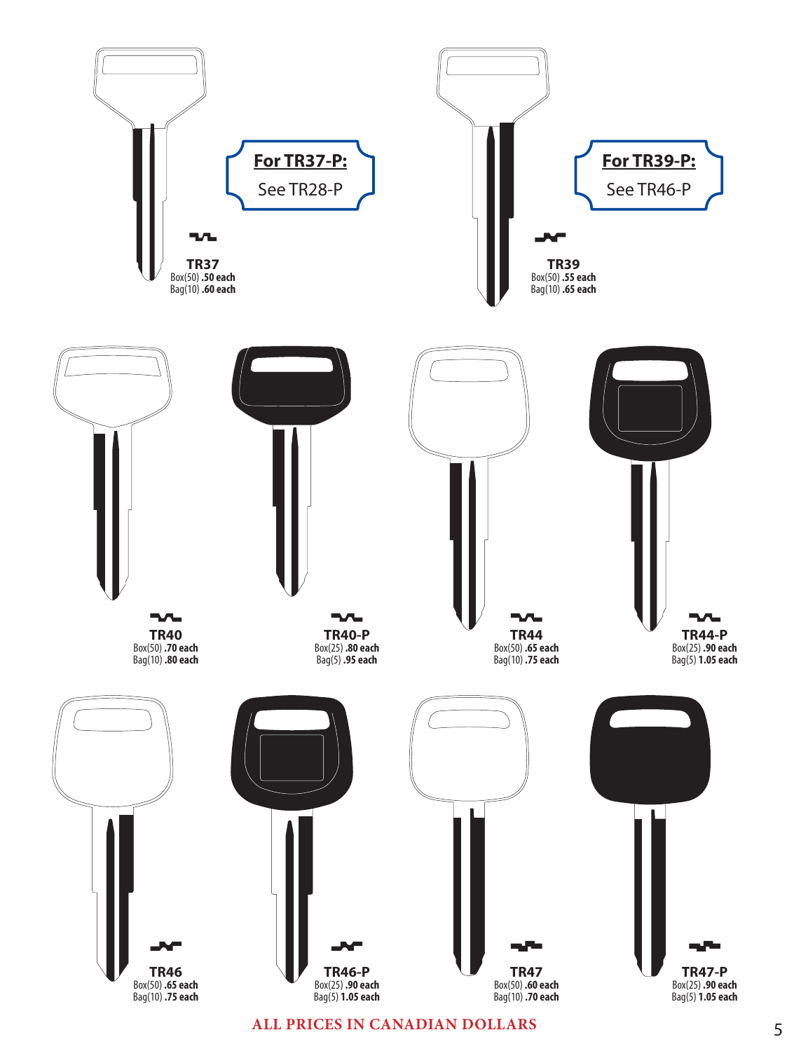**TR37**
Box(50) **.50 each**
Bag(10) **.60 each**

**For TR37-P:**
See TR28-P

**TR39**
Box(50) **.55 each**
Bag(10) **.65 each**

**For TR39-P:**
See TR46-P

**TR40**
Box(50) **.70 each**
Bag(10) **.80 each**

**TR40-P**
Box(25) **.80 each**
Bag(5) **.95 each**

**TR44**
Box(50) **.65 each**
Bag(10) **.75 each**

**TR44-P**
Box(25) **.90 each**
Bag(5) **1.05 each**

**TR46**
Box(50) **.65 each**
Bag(10) **.75 each**

**TR46-P**
Box(25) **.90 each**
Bag(5) **1.05 each**

**TR47**
Box(50) **.60 each**
Bag(10) **.70 each**

**TR47-P**
Box(25) **.90 each**
Bag(5) **1.05 each**

**ALL PRICES IN CANADIAN DOLLARS**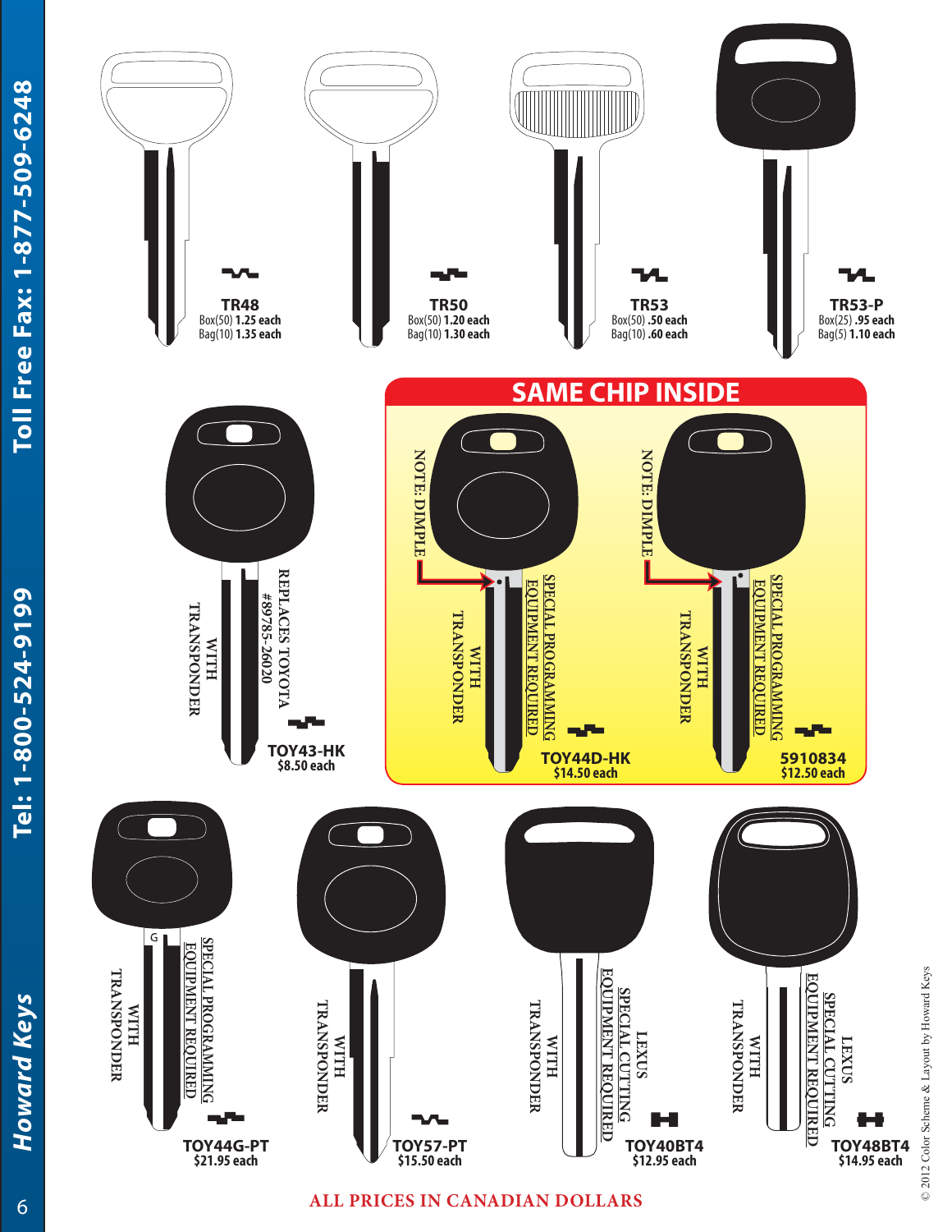**TR48**
Box(50) **1.25 each**
Bag(10) **1.35 each**

**TR50**
Box(50) **1.20 each**
Bag(10) **1.30 each**

**TR53**
Box(50) **.50 each**
Bag(10) **.60 each**

**TR53-P**
Box(25) **.95 each**
Bag(5) **1.10 each**

REPLACES TOYOTA #89785-26020

WITH TRANSPONDER

**TOY43-HK**
**$8.50 each**

## SAME CHIP INSIDE

NOTE: DIMPLE

SPECIAL PROGRAMMING EQUIPMENT REQUIRED

WITH TRANSPONDER

**TOY44D-HK**
**$14.50 each**

NOTE: DIMPLE

SPECIAL PROGRAMMING EQUIPMENT REQUIRED

WITH TRANSPONDER

**5910834**
**$12.50 each**

SPECIAL PROGRAMMING EQUIPMENT REQUIRED

WITH TRANSPONDER

**TOY44G-PT**
**$21.95 each**

WITH TRANSPONDER

**TOY57-PT**
**$15.50 each**

LEXUS SPECIAL CUTTING EQUIPMENT REQUIRED

WITH TRANSPONDER

**TOY40BT4**
**$12.95 each**

LEXUS SPECIAL CUTTING EQUIPMENT REQUIRED

WITH TRANSPONDER

**TOY48BT4**
**$14.95 each**

**ALL PRICES IN CANADIAN DOLLARS**

© 2012 Color Scheme & Layout by Howard Keys